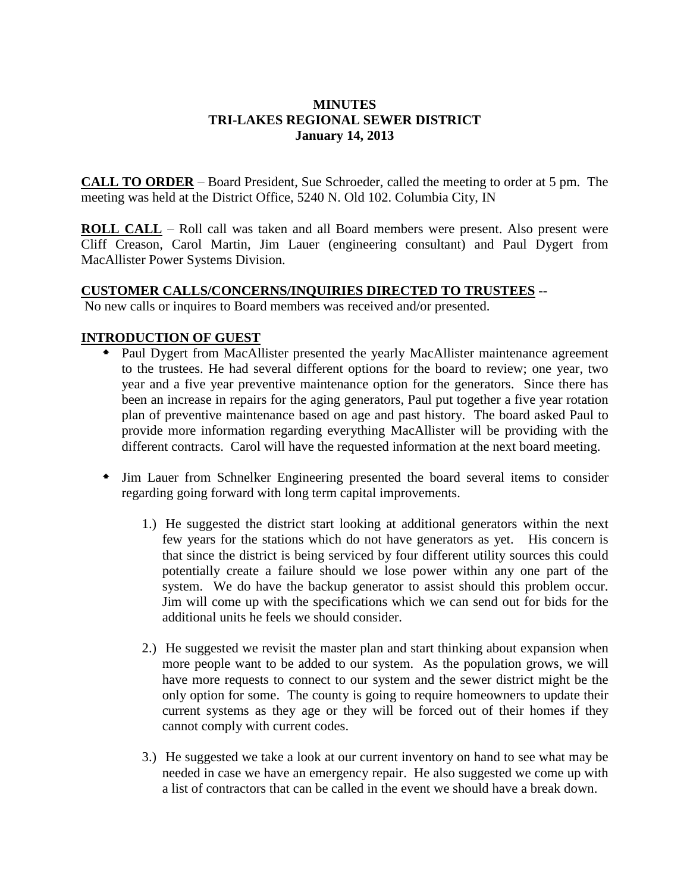**MINUTES**
**TRI-LAKES REGIONAL SEWER DISTRICT**
**January 14, 2013**

**CALL TO ORDER** – Board President, Sue Schroeder, called the meeting to order at 5 pm. The meeting was held at the District Office, 5240 N. Old 102. Columbia City, IN

**ROLL CALL** – Roll call was taken and all Board members were present. Also present were Cliff Creason, Carol Martin, Jim Lauer (engineering consultant) and Paul Dygert from MacAllister Power Systems Division.

**CUSTOMER CALLS/CONCERNS/INQUIRIES DIRECTED TO TRUSTEES** --

No new calls or inquires to Board members was received and/or presented.

**INTRODUCTION OF GUEST**

- Paul Dygert from MacAllister presented the yearly MacAllister maintenance agreement to the trustees. He had several different options for the board to review; one year, two year and a five year preventive maintenance option for the generators. Since there has been an increase in repairs for the aging generators, Paul put together a five year rotation plan of preventive maintenance based on age and past history. The board asked Paul to provide more information regarding everything MacAllister will be providing with the different contracts. Carol will have the requested information at the next board meeting.

- Jim Lauer from Schnelker Engineering presented the board several items to consider regarding going forward with long term capital improvements.

    1.) He suggested the district start looking at additional generators within the next few years for the stations which do not have generators as yet. His concern is that since the district is being serviced by four different utility sources this could potentially create a failure should we lose power within any one part of the system. We do have the backup generator to assist should this problem occur. Jim will come up with the specifications which we can send out for bids for the additional units he feels we should consider.

    2.) He suggested we revisit the master plan and start thinking about expansion when more people want to be added to our system. As the population grows, we will have more requests to connect to our system and the sewer district might be the only option for some. The county is going to require homeowners to update their current systems as they age or they will be forced out of their homes if they cannot comply with current codes.

    3.) He suggested we take a look at our current inventory on hand to see what may be needed in case we have an emergency repair. He also suggested we come up with a list of contractors that can be called in the event we should have a break down.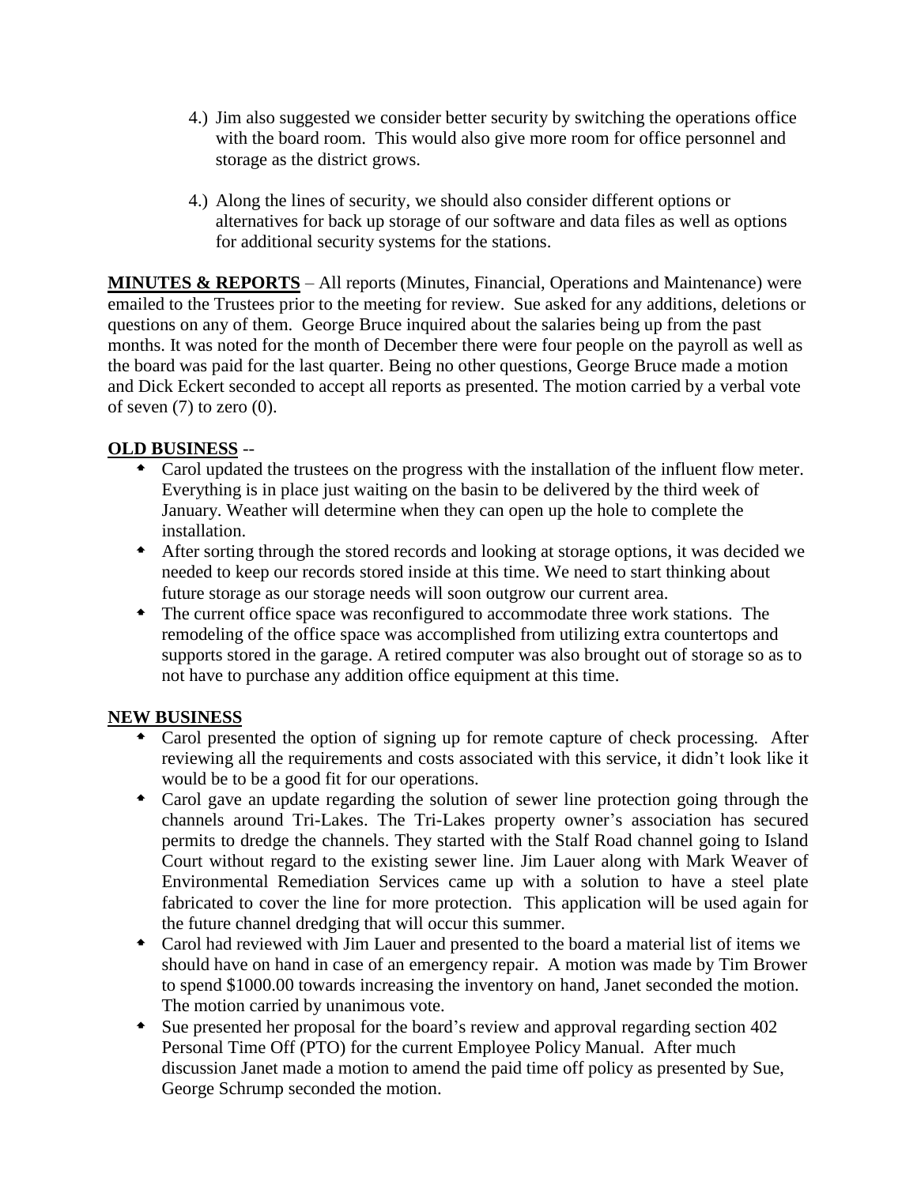4.) Jim also suggested we consider better security by switching the operations office with the board room. This would also give more room for office personnel and storage as the district grows.

4.) Along the lines of security, we should also consider different options or alternatives for back up storage of our software and data files as well as options for additional security systems for the stations.

**MINUTES & REPORTS** – All reports (Minutes, Financial, Operations and Maintenance) were emailed to the Trustees prior to the meeting for review. Sue asked for any additions, deletions or questions on any of them. George Bruce inquired about the salaries being up from the past months. It was noted for the month of December there were four people on the payroll as well as the board was paid for the last quarter. Being no other questions, George Bruce made a motion and Dick Eckert seconded to accept all reports as presented. The motion carried by a verbal vote of seven (7) to zero (0).

**OLD BUSINESS** --

- Carol updated the trustees on the progress with the installation of the influent flow meter. Everything is in place just waiting on the basin to be delivered by the third week of January. Weather will determine when they can open up the hole to complete the installation.
- After sorting through the stored records and looking at storage options, it was decided we needed to keep our records stored inside at this time. We need to start thinking about future storage as our storage needs will soon outgrow our current area.
- The current office space was reconfigured to accommodate three work stations. The remodeling of the office space was accomplished from utilizing extra countertops and supports stored in the garage. A retired computer was also brought out of storage so as to not have to purchase any addition office equipment at this time.

**NEW BUSINESS**

- Carol presented the option of signing up for remote capture of check processing. After reviewing all the requirements and costs associated with this service, it didn't look like it would be to be a good fit for our operations.
- Carol gave an update regarding the solution of sewer line protection going through the channels around Tri-Lakes. The Tri-Lakes property owner's association has secured permits to dredge the channels. They started with the Stalf Road channel going to Island Court without regard to the existing sewer line. Jim Lauer along with Mark Weaver of Environmental Remediation Services came up with a solution to have a steel plate fabricated to cover the line for more protection. This application will be used again for the future channel dredging that will occur this summer.
- Carol had reviewed with Jim Lauer and presented to the board a material list of items we should have on hand in case of an emergency repair. A motion was made by Tim Brower to spend $1000.00 towards increasing the inventory on hand, Janet seconded the motion. The motion carried by unanimous vote.
- Sue presented her proposal for the board's review and approval regarding section 402 Personal Time Off (PTO) for the current Employee Policy Manual. After much discussion Janet made a motion to amend the paid time off policy as presented by Sue, George Schrump seconded the motion.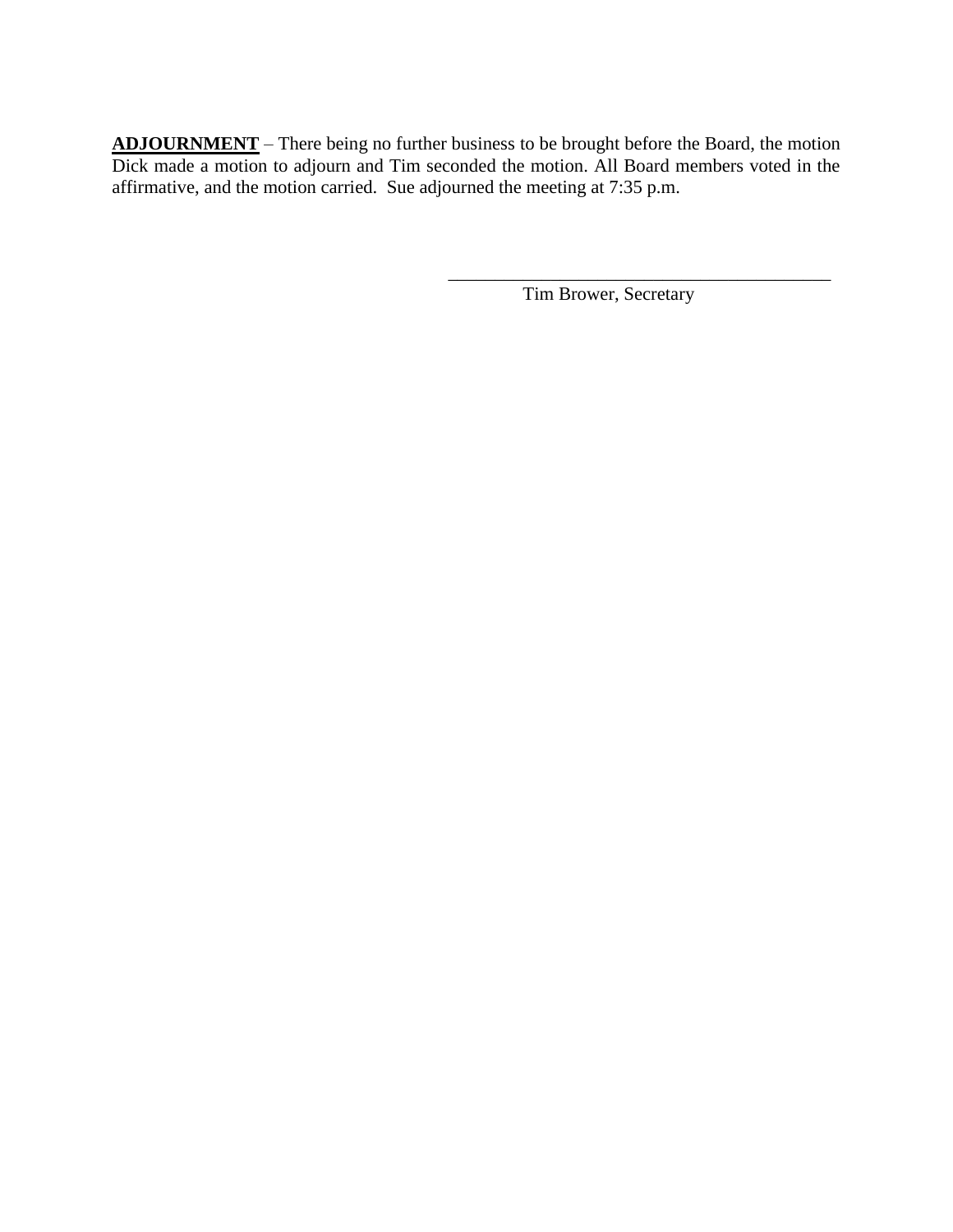**ADJOURNMENT** – There being no further business to be brought before the Board, the motion Dick made a motion to adjourn and Tim seconded the motion. All Board members voted in the affirmative, and the motion carried. Sue adjourned the meeting at 7:35 p.m.

\_\_\_\_\_\_\_\_\_\_\_\_\_\_\_\_\_\_\_\_\_\_\_\_\_\_\_\_\_\_\_\_\_\_\_\_\_\_\_\_\_\_

Tim Brower, Secretary